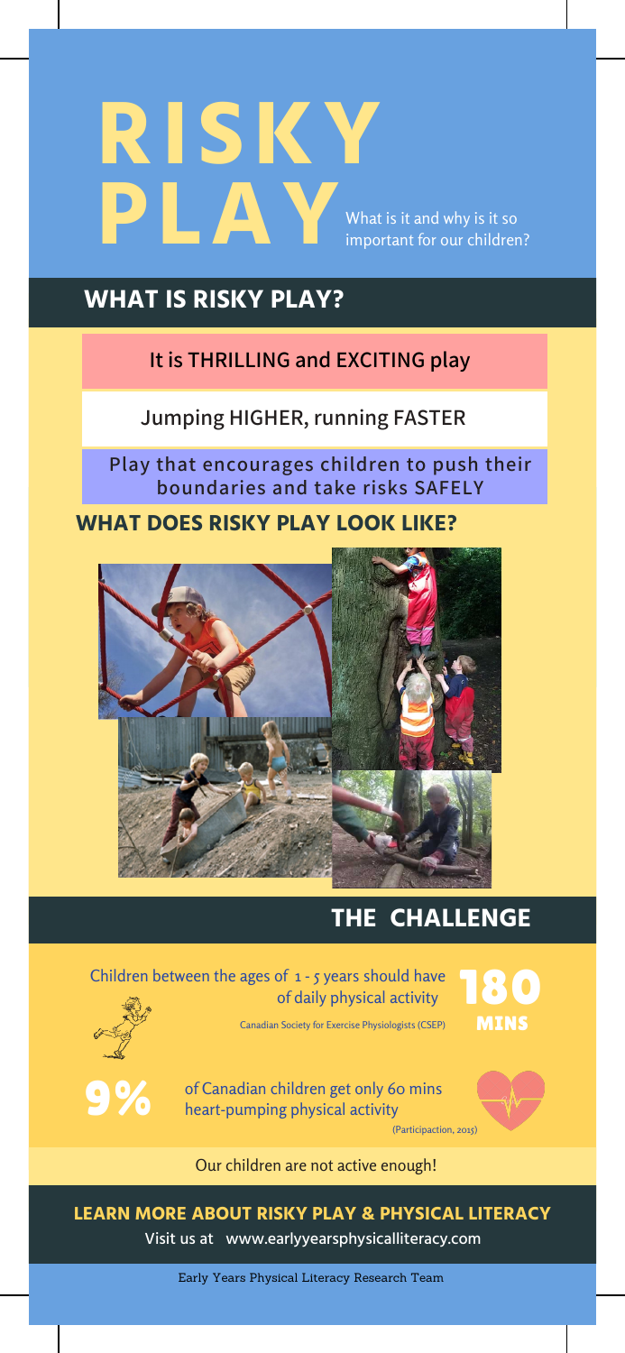# RISKY PLAY

What is it and why is it so important for our children?

## WHAT IS RISKY PLAY?

It is THRILLING and EXCITING play

Jumping HIGHER, running FASTER

Play that encourages children to push their boundaries and take risks SAFELY

## WHAT DOES RISKY PLAY LOOK LIKE?

## THE CHALLENGE

Children between the ages of 1 - 5 years should have **180 MINS** of daily physical activity

Canadian Society for Exercise Physiologists (CSEP)

**9%** of Canadian children get only 60 mins heart-pumping physical activity

(Participaction, 2015)

Our children are not active enough!

## LEARN MORE ABOUT RISKY PLAY & PHYSICAL LITERACY

Visit us at www.earlyyearsphysicalliteracy.com

Early Years Physical Literacy Research Team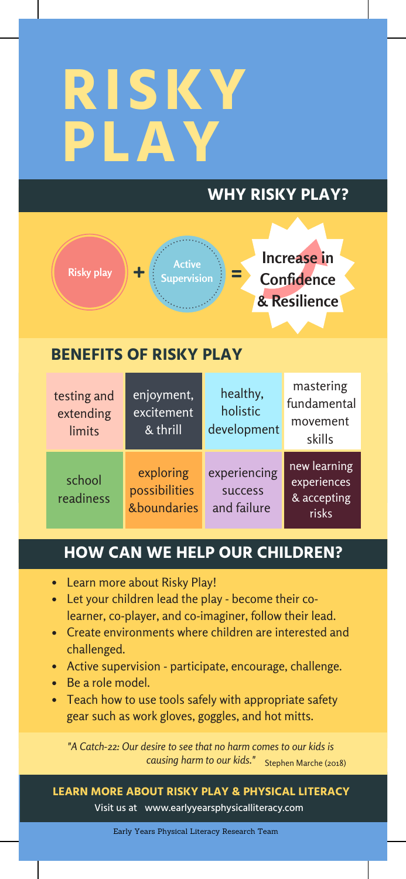# RISKY PLAY

## WHY RISKY PLAY?

Risky play + Active Supervision = Increase in Confidence & Resilience

## BENEFITS OF RISKY PLAY

| | | | |
|---|---|---|---|
| testing and extending limits | enjoyment, excitement & thrill | healthy, holistic development | mastering fundamental movement skills |
| school readiness | exploring possibilities &boundaries | experiencing success and failure | new learning experiences & accepting risks |

## HOW CAN WE HELP OUR CHILDREN?

- Learn more about Risky Play!
- Let your children lead the play - become their co-learner, co-player, and co-imaginer, follow their lead.
- Create environments where children are interested and challenged.
- Active supervision - participate, encourage, challenge.
- Be a role model.
- Teach how to use tools safely with appropriate safety gear such as work gloves, goggles, and hot mitts.

*"A Catch-22: Our desire to see that no harm comes to our kids is causing harm to our kids."* Stephen Marche (2018)

**LEARN MORE ABOUT RISKY PLAY & PHYSICAL LITERACY**

Visit us at www.earlyyearsphysicalliteracy.com

Early Years Physical Literacy Research Team